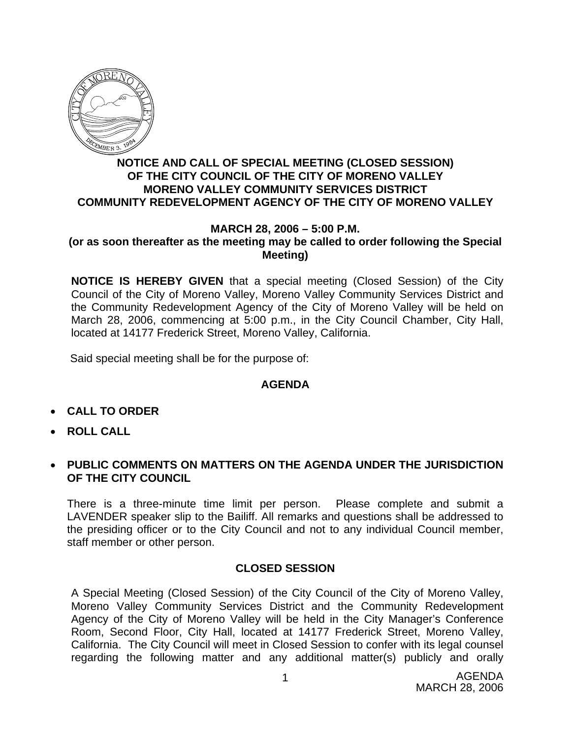**NOTICE AND CALL OF SPECIAL MEETING (CLOSED SESSION) OF THE CITY COUNCIL OF THE CITY OF MORENO VALLEY MORENO VALLEY COMMUNITY SERVICES DISTRICT COMMUNITY REDEVELOPMENT AGENCY OF THE CITY OF MORENO VALLEY**

**MARCH 28, 2006 – 5:00 P.M.**
**(or as soon thereafter as the meeting may be called to order following the Special Meeting)**

**NOTICE IS HEREBY GIVEN** that a special meeting (Closed Session) of the City Council of the City of Moreno Valley, Moreno Valley Community Services District and the Community Redevelopment Agency of the City of Moreno Valley will be held on March 28, 2006, commencing at 5:00 p.m., in the City Council Chamber, City Hall, located at 14177 Frederick Street, Moreno Valley, California.

Said special meeting shall be for the purpose of:

**AGENDA**

- **CALL TO ORDER**
- **ROLL CALL**
- **PUBLIC COMMENTS ON MATTERS ON THE AGENDA UNDER THE JURISDICTION OF THE CITY COUNCIL**

There is a three-minute time limit per person. Please complete and submit a LAVENDER speaker slip to the Bailiff. All remarks and questions shall be addressed to the presiding officer or to the City Council and not to any individual Council member, staff member or other person.

**CLOSED SESSION**

A Special Meeting (Closed Session) of the City Council of the City of Moreno Valley, Moreno Valley Community Services District and the Community Redevelopment Agency of the City of Moreno Valley will be held in the City Manager's Conference Room, Second Floor, City Hall, located at 14177 Frederick Street, Moreno Valley, California. The City Council will meet in Closed Session to confer with its legal counsel regarding the following matter and any additional matter(s) publicly and orally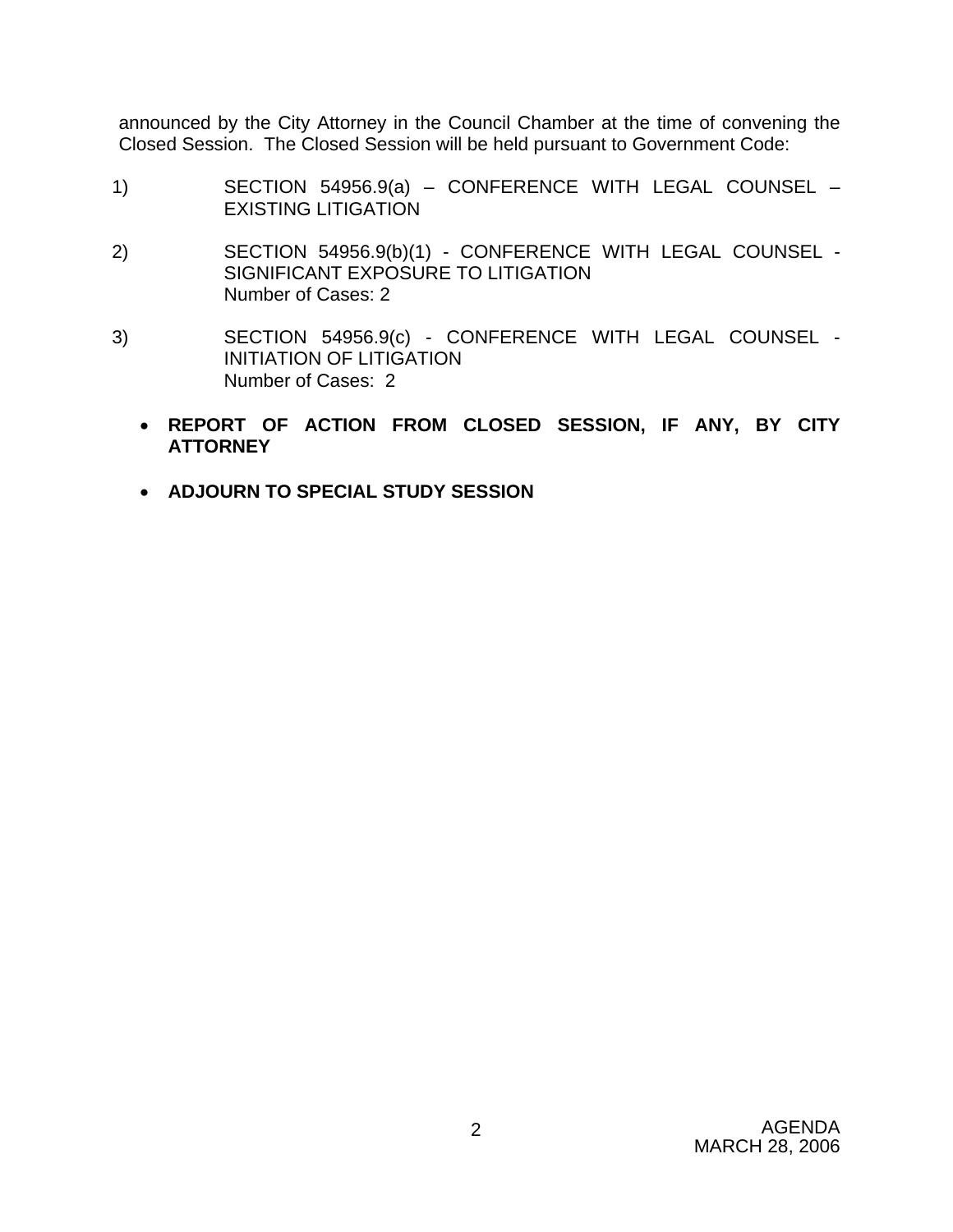announced by the City Attorney in the Council Chamber at the time of convening the Closed Session. The Closed Session will be held pursuant to Government Code:

1) SECTION 54956.9(a) – CONFERENCE WITH LEGAL COUNSEL – EXISTING LITIGATION

2) SECTION 54956.9(b)(1) - CONFERENCE WITH LEGAL COUNSEL - SIGNIFICANT EXPOSURE TO LITIGATION
Number of Cases: 2

3) SECTION 54956.9(c) - CONFERENCE WITH LEGAL COUNSEL - INITIATION OF LITIGATION
Number of Cases: 2

- **REPORT OF ACTION FROM CLOSED SESSION, IF ANY, BY CITY ATTORNEY**

- **ADJOURN TO SPECIAL STUDY SESSION**